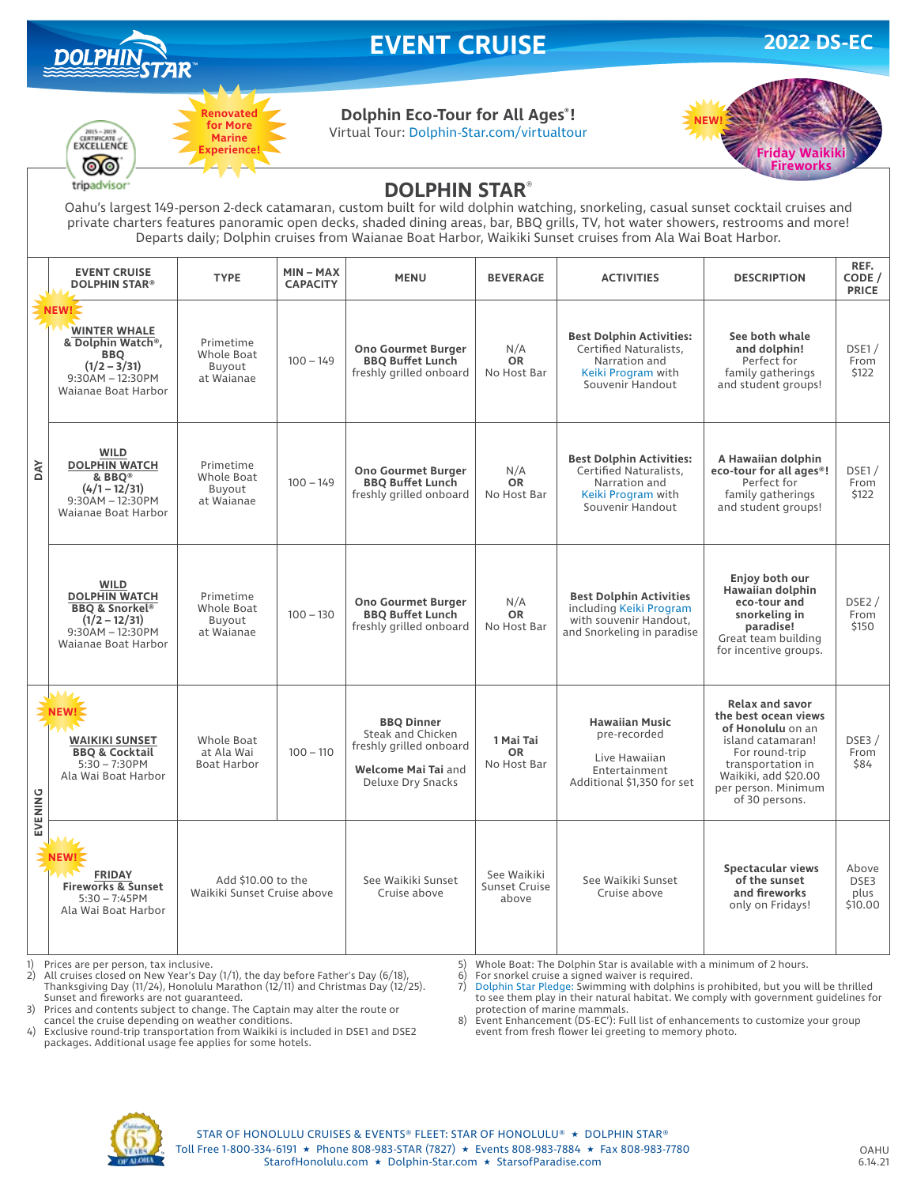# EVENT CRUISE

**2022 DS-EC**

DOLPHIN STAR™

Renovated for More Marine Experience!

2015 – 2019 Certificate of Excellence — tripadvisor

**Dolphin Eco-Tour for All Ages®!**
Virtual Tour: Dolphin-Star.com/virtualtour

NEW! Friday Waikiki Fireworks

## DOLPHIN STAR®

Oahu's largest 149-person 2-deck catamaran, custom built for wild dolphin watching, snorkeling, casual sunset cocktail cruises and private charters features panoramic open decks, shaded dining areas, bar, BBQ grills, TV, hot water showers, restrooms and more! Departs daily; Dolphin cruises from Waianae Boat Harbor, Waikiki Sunset cruises from Ala Wai Boat Harbor.

| | EVENT CRUISE DOLPHIN STAR® | TYPE | MIN – MAX CAPACITY | MENU | BEVERAGE | ACTIVITIES | DESCRIPTION | REF. CODE / PRICE |
|---|---|---|---|---|---|---|---|---|
| DAY | NEW! **WINTER WHALE & Dolphin Watch®, BBQ (1/2 – 3/31)** 9:30AM – 12:30PM Waianae Boat Harbor | Primetime Whole Boat Buyout at Waianae | 100 – 149 | **Ono Gourmet Burger BBQ Buffet Lunch** freshly grilled onboard | N/A **OR** No Host Bar | **Best Dolphin Activities:** Certified Naturalists, Narration and Keiki Program with Souvenir Handout | **See both whale and dolphin!** Perfect for family gatherings and student groups! | DSE1 / From $122 |
| DAY | **WILD DOLPHIN WATCH & BBQ® (4/1 – 12/31)** 9:30AM – 12:30PM Waianae Boat Harbor | Primetime Whole Boat Buyout at Waianae | 100 – 149 | **Ono Gourmet Burger BBQ Buffet Lunch** freshly grilled onboard | N/A **OR** No Host Bar | **Best Dolphin Activities:** Certified Naturalists, Narration and Keiki Program with Souvenir Handout | **A Hawaiian dolphin eco-tour for all ages®!** Perfect for family gatherings and student groups! | DSE1 / From $122 |
| DAY | **WILD DOLPHIN WATCH BBQ & Snorkel® (1/2 – 12/31)** 9:30AM – 12:30PM Waianae Boat Harbor | Primetime Whole Boat Buyout at Waianae | 100 – 130 | **Ono Gourmet Burger BBQ Buffet Lunch** freshly grilled onboard | N/A **OR** No Host Bar | **Best Dolphin Activities** including Keiki Program with souvenir Handout, and Snorkeling in paradise | **Enjoy both our Hawaiian dolphin eco-tour and snorkeling in paradise!** Great team building for incentive groups. | DSE2 / From $150 |
| EVENING | NEW! **WAIKIKI SUNSET BBQ & Cocktail** 5:30 – 7:30PM Ala Wai Boat Harbor | Whole Boat at Ala Wai Boat Harbor | 100 – 110 | **BBQ Dinner** Steak and Chicken freshly grilled onboard **Welcome Mai Tai** and Deluxe Dry Snacks | **1 Mai Tai OR** No Host Bar | **Hawaiian Music** pre-recorded Live Hawaiian Entertainment Additional $1,350 for set | **Relax and savor the best ocean views of Honolulu** on an island catamaran! For round-trip transportation in Waikiki, add $20.00 per person. Minimum of 30 persons. | DSE3 / From $84 |
| EVENING | NEW! **FRIDAY Fireworks & Sunset** 5:30 – 7:45PM Ala Wai Boat Harbor | Add $10.00 to the Waikiki Sunset Cruise above | | See Waikiki Sunset Cruise above | See Waikiki Sunset Cruise above | See Waikiki Sunset Cruise above | **Spectacular views of the sunset and fireworks** only on Fridays! | Above DSE3 plus $10.00 |

1) Prices are per person, tax inclusive.
2) All cruises closed on New Year's Day (1/1), the day before Father's Day (6/18), Thanksgiving Day (11/24), Honolulu Marathon (12/11) and Christmas Day (12/25). Sunset and fireworks are not guaranteed.
3) Prices and contents subject to change. The Captain may alter the route or cancel the cruise depending on weather conditions.
4) Exclusive round-trip transportation from Waikiki is included in DSE1 and DSE2 packages. Additional usage fee applies for some hotels.
5) Whole Boat: The Dolphin Star is available with a minimum of 2 hours.
6) For snorkel cruise a signed waiver is required.
7) Dolphin Star Pledge: Swimming with dolphins is prohibited, but you will be thrilled to see them play in their natural habitat. We comply with government guidelines for protection of marine mammals.
8) Event Enhancement (DS-EC'): Full list of enhancements to customize your group event from fresh flower lei greeting to memory photo.

STAR OF HONOLULU CRUISES & EVENTS® FLEET: STAR OF HONOLULU® ★ DOLPHIN STAR®
Toll Free 1-800-334-6191 ★ Phone 808-983-STAR (7827) ★ Events 808-983-7884 ★ Fax 808-983-7780
StarofHonolulu.com ★ Dolphin-Star.com ★ StarsofParadise.com

OAHU 6.14.21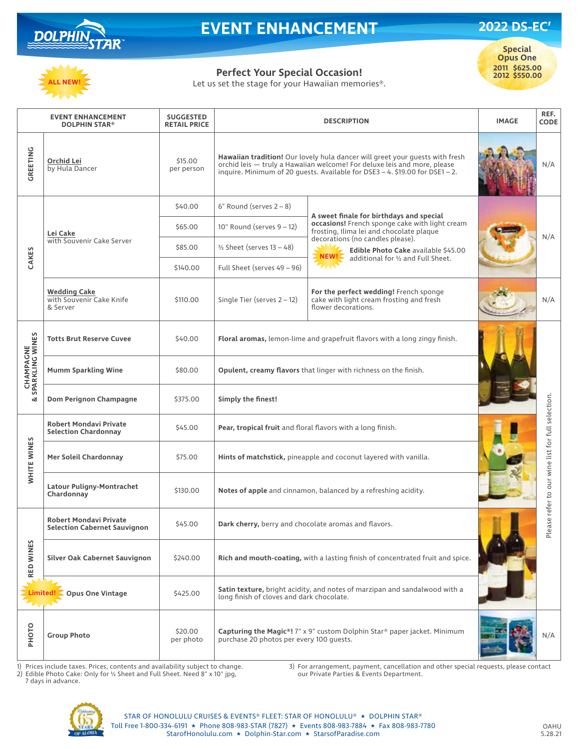# EVENT ENHANCEMENT

**2022 DS-EC'**

**Special Opus One**
**2011 $625.00**
**2012 $550.00**

ALL NEW!

## Perfect Your Special Occasion!

Let us set the stage for your Hawaiian memories®.

| | EVENT ENHANCEMENT DOLPHIN STAR® | SUGGESTED RETAIL PRICE | DESCRIPTION | | IMAGE | REF. CODE |
|---|---|---|---|---|---|---|
| GREETING | **Orchid Lei** by Hula Dancer | $15.00 per person | **Hawaiian tradition!** Our lovely hula dancer will greet your guests with fresh orchid leis — truly a Hawaiian welcome! For deluxe leis and more, please inquire. Minimum of 20 guests. Available for DSE3 – 4. $19.00 for DSE1 – 2. | | | N/A |
| CAKES | **Lei Cake** with Souvenir Cake Server | $40.00 | 6" Round (serves 2 – 8) | **A sweet finale for birthdays and special occasions!** French sponge cake with light cream frosting, Ilima lei and chocolate plaque decorations (no candles please). NEW! **Edible Photo Cake** available $45.00 additional for ½ and Full Sheet. | | N/A |
| | | $65.00 | 10" Round (serves 9 – 12) | | | |
| | | $85.00 | ½ Sheet (serves 13 – 48) | | | |
| | | $140.00 | Full Sheet (serves 49 – 96) | | | |
| | **Wedding Cake** with Souvenir Cake Knife & Server | $110.00 | Single Tier (serves 2 – 12) | **For the perfect wedding!** French sponge cake with light cream frosting and fresh flower decorations. | | N/A |
| CHAMPAGNE & SPARKLING WINES | **Totts Brut Reserve Cuvee** | $40.00 | **Floral aromas,** lemon-lime and grapefruit flavors with a long zingy finish. | | | Please refer to our wine list for full selection. |
| | **Mumm Sparkling Wine** | $80.00 | **Opulent, creamy flavors** that linger with richness on the finish. | | | |
| | **Dom Perignon Champagne** | $375.00 | **Simply the finest!** | | | |
| WHITE WINES | **Robert Mondavi Private Selection Chardonnay** | $45.00 | **Pear, tropical fruit** and floral flavors with a long finish. | | | |
| | **Mer Soleil Chardonnay** | $75.00 | **Hints of matchstick,** pineapple and coconut layered with vanilla. | | | |
| | **Latour Puligny-Montrachet Chardonnay** | $130.00 | **Notes of apple** and cinnamon, balanced by a refreshing acidity. | | | |
| RED WINES | **Robert Mondavi Private Selection Cabernet Sauvignon** | $45.00 | **Dark cherry,** berry and chocolate aromas and flavors. | | | |
| | **Silver Oak Cabernet Sauvignon** | $240.00 | **Rich and mouth-coating,** with a lasting finish of concentrated fruit and spice. | | | |
| | Limited! **Opus One Vintage** | $425.00 | **Satin texture,** bright acidity, and notes of marzipan and sandalwood with a long finish of cloves and dark chocolate. | | | |
| PHOTO | **Group Photo** | $20.00 per photo | **Capturing the Magic®!** 7" x 9" custom Dolphin Star® paper jacket. Minimum purchase 20 photos per every 100 guests. | | | N/A |

1) Prices include taxes. Prices, contents and availability subject to change.
2) Edible Photo Cake: Only for ½ Sheet and Full Sheet. Need 8" x 10" jpg, 7 days in advance.
3) For arrangement, payment, cancellation and other special requests, please contact our Private Parties & Events Department.

STAR OF HONOLULU CRUISES & EVENTS® FLEET: STAR OF HONOLULU® ★ DOLPHIN STAR®
Toll Free 1-800-334-6191 ★ Phone 808-983-STAR (7827) ★ Events 808-983-7884 ★ Fax 808-983-7780
StarofHonolulu.com ★ Dolphin-Star.com ★ StarsofParadise.com

OAHU
5.28.21